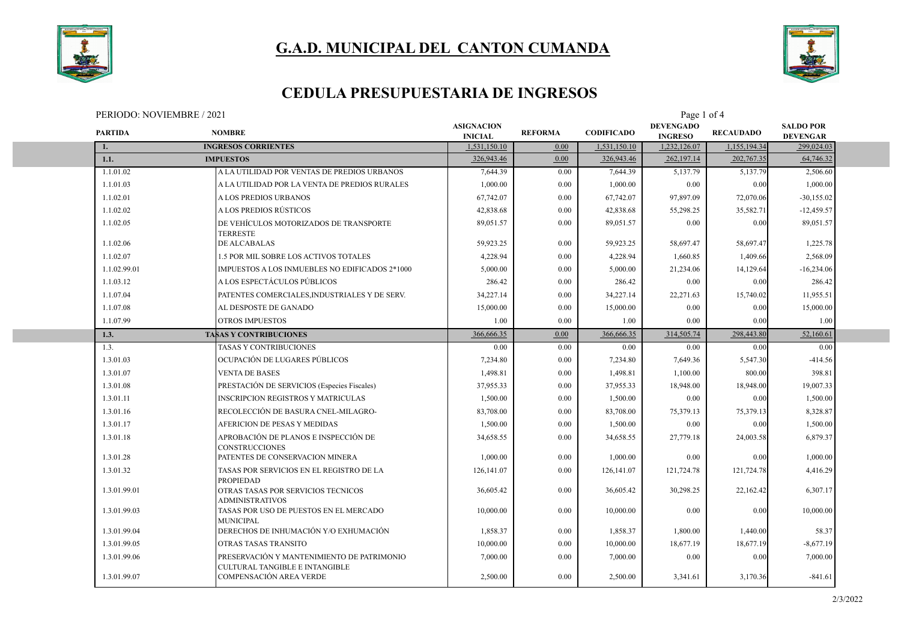# G.A.D. MUNICIPAL DEL CANTON CUMANDA

## CEDULA PRESUPUESTARIA DE INGRESOS

PERIODO: NOVIEMBRE / 2021

| PARTIDA | NOMBRE | ASIGNACION INICIAL | REFORMA | CODIFICADO | DEVENGADO INGRESO | RECAUDADO | SALDO POR DEVENGAR |
|---|---|---|---|---|---|---|---|
| **1.** | **INGRESOS CORRIENTES** | 1,531,150.10 | 0.00 | 1,531,150.10 | 1,232,126.07 | 1,155,194.34 | 299,024.03 |
| **1.1.** | **IMPUESTOS** | 326,943.46 | 0.00 | 326,943.46 | 262,197.14 | 202,767.35 | 64,746.32 |
| 1.1.01.02 | A LA UTILIDAD POR VENTAS DE PREDIOS URBANOS | 7,644.39 | 0.00 | 7,644.39 | 5,137.79 | 5,137.79 | 2,506.60 |
| 1.1.01.03 | A LA UTILIDAD POR LA VENTA DE PREDIOS RURALES | 1,000.00 | 0.00 | 1,000.00 | 0.00 | 0.00 | 1,000.00 |
| 1.1.02.01 | A LOS PREDIOS URBANOS | 67,742.07 | 0.00 | 67,742.07 | 97,897.09 | 72,070.06 | -30,155.02 |
| 1.1.02.02 | A LOS PREDIOS RÚSTICOS | 42,838.68 | 0.00 | 42,838.68 | 55,298.25 | 35,582.71 | -12,459.57 |
| 1.1.02.05 | DE VEHÍCULOS MOTORIZADOS DE TRANSPORTE TERRESTE | 89,051.57 | 0.00 | 89,051.57 | 0.00 | 0.00 | 89,051.57 |
| 1.1.02.06 | DE ALCABALAS | 59,923.25 | 0.00 | 59,923.25 | 58,697.47 | 58,697.47 | 1,225.78 |
| 1.1.02.07 | 1.5 POR MIL SOBRE LOS ACTIVOS TOTALES | 4,228.94 | 0.00 | 4,228.94 | 1,660.85 | 1,409.66 | 2,568.09 |
| 1.1.02.99.01 | IMPUESTOS A LOS INMUEBLES NO EDIFICADOS 2*1000 | 5,000.00 | 0.00 | 5,000.00 | 21,234.06 | 14,129.64 | -16,234.06 |
| 1.1.03.12 | A LOS ESPECTÁCULOS PÚBLICOS | 286.42 | 0.00 | 286.42 | 0.00 | 0.00 | 286.42 |
| 1.1.07.04 | PATENTES COMERCIALES,INDUSTRIALES Y DE SERV. | 34,227.14 | 0.00 | 34,227.14 | 22,271.63 | 15,740.02 | 11,955.51 |
| 1.1.07.08 | AL DESPOSTE DE GANADO | 15,000.00 | 0.00 | 15,000.00 | 0.00 | 0.00 | 15,000.00 |
| 1.1.07.99 | OTROS IMPUESTOS | 1.00 | 0.00 | 1.00 | 0.00 | 0.00 | 1.00 |
| **1.3.** | **TASAS Y CONTRIBUCIONES** | 366,666.35 | 0.00 | 366,666.35 | 314,505.74 | 298,443.80 | 52,160.61 |
| 1.3. | TASAS Y CONTRIBUCIONES | 0.00 | 0.00 | 0.00 | 0.00 | 0.00 | 0.00 |
| 1.3.01.03 | OCUPACIÓN DE LUGARES PÚBLICOS | 7,234.80 | 0.00 | 7,234.80 | 7,649.36 | 5,547.30 | -414.56 |
| 1.3.01.07 | VENTA DE BASES | 1,498.81 | 0.00 | 1,498.81 | 1,100.00 | 800.00 | 398.81 |
| 1.3.01.08 | PRESTACIÓN DE SERVICIOS (Especies Fiscales) | 37,955.33 | 0.00 | 37,955.33 | 18,948.00 | 18,948.00 | 19,007.33 |
| 1.3.01.11 | INSCRIPCION REGISTROS Y MATRICULAS | 1,500.00 | 0.00 | 1,500.00 | 0.00 | 0.00 | 1,500.00 |
| 1.3.01.16 | RECOLECCIÓN DE BASURA CNEL-MILAGRO- | 83,708.00 | 0.00 | 83,708.00 | 75,379.13 | 75,379.13 | 8,328.87 |
| 1.3.01.17 | AFERICION DE PESAS Y MEDIDAS | 1,500.00 | 0.00 | 1,500.00 | 0.00 | 0.00 | 1,500.00 |
| 1.3.01.18 | APROBACIÓN DE PLANOS E INSPECCIÓN DE CONSTRUCCIONES | 34,658.55 | 0.00 | 34,658.55 | 27,779.18 | 24,003.58 | 6,879.37 |
| 1.3.01.28 | PATENTES DE CONSERVACION MINERA | 1,000.00 | 0.00 | 1,000.00 | 0.00 | 0.00 | 1,000.00 |
| 1.3.01.32 | TASAS POR SERVICIOS EN EL REGISTRO DE LA PROPIEDAD | 126,141.07 | 0.00 | 126,141.07 | 121,724.78 | 121,724.78 | 4,416.29 |
| 1.3.01.99.01 | OTRAS TASAS POR SERVICIOS TECNICOS ADMINISTRATIVOS | 36,605.42 | 0.00 | 36,605.42 | 30,298.25 | 22,162.42 | 6,307.17 |
| 1.3.01.99.03 | TASAS POR USO DE PUESTOS EN EL MERCADO MUNICIPAL | 10,000.00 | 0.00 | 10,000.00 | 0.00 | 0.00 | 10,000.00 |
| 1.3.01.99.04 | DERECHOS DE INHUMACIÓN Y/O EXHUMACIÓN | 1,858.37 | 0.00 | 1,858.37 | 1,800.00 | 1,440.00 | 58.37 |
| 1.3.01.99.05 | OTRAS TASAS TRANSITO | 10,000.00 | 0.00 | 10,000.00 | 18,677.19 | 18,677.19 | -8,677.19 |
| 1.3.01.99.06 | PRESERVACIÓN Y MANTENIMIENTO DE PATRIMONIO CULTURAL TANGIBLE E INTANGIBLE | 7,000.00 | 0.00 | 7,000.00 | 0.00 | 0.00 | 7,000.00 |
| 1.3.01.99.07 | COMPENSACIÓN AREA VERDE | 2,500.00 | 0.00 | 2,500.00 | 3,341.61 | 3,170.36 | -841.61 |

2/3/2022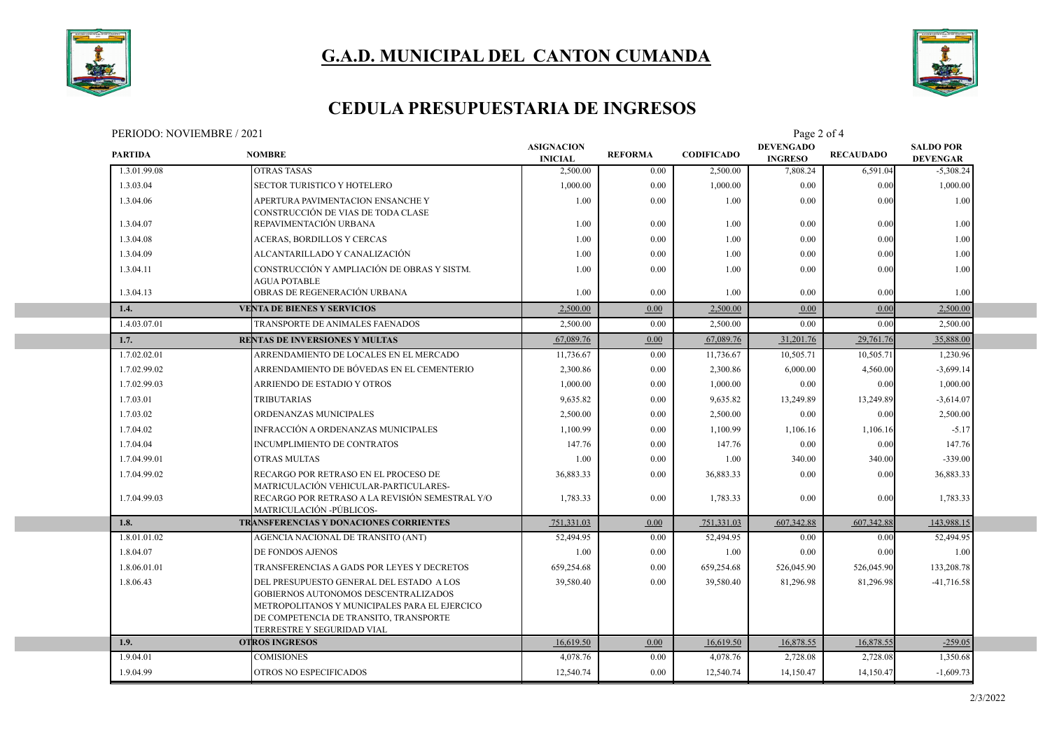# G.A.D. MUNICIPAL DEL CANTON CUMANDA

## CEDULA PRESUPUESTARIA DE INGRESOS

PERIODO: NOVIEMBRE / 2021

| PARTIDA | NOMBRE | ASIGNACION INICIAL | REFORMA | CODIFICADO | DEVENGADO INGRESO | RECAUDADO | SALDO POR DEVENGAR |
|---|---|---|---|---|---|---|---|
| 1.3.01.99.08 | OTRAS TASAS | 2,500.00 | 0.00 | 2,500.00 | 7,808.24 | 6,591.04 | -5,308.24 |
| 1.3.03.04 | SECTOR TURISTICO Y HOTELERO | 1,000.00 | 0.00 | 1,000.00 | 0.00 | 0.00 | 1,000.00 |
| 1.3.04.06 | APERTURA PAVIMENTACION ENSANCHE Y CONSTRUCCIÓN DE VIAS DE TODA CLASE | 1.00 | 0.00 | 1.00 | 0.00 | 0.00 | 1.00 |
| 1.3.04.07 | REPAVIMENTACIÓN URBANA | 1.00 | 0.00 | 1.00 | 0.00 | 0.00 | 1.00 |
| 1.3.04.08 | ACERAS, BORDILLOS Y CERCAS | 1.00 | 0.00 | 1.00 | 0.00 | 0.00 | 1.00 |
| 1.3.04.09 | ALCANTARILLADO Y CANALIZACIÓN | 1.00 | 0.00 | 1.00 | 0.00 | 0.00 | 1.00 |
| 1.3.04.11 | CONSTRUCCIÓN Y AMPLIACIÓN DE OBRAS Y SISTM. AGUA POTABLE | 1.00 | 0.00 | 1.00 | 0.00 | 0.00 | 1.00 |
| 1.3.04.13 | OBRAS DE REGENERACIÓN URBANA | 1.00 | 0.00 | 1.00 | 0.00 | 0.00 | 1.00 |
| **1.4.** | **VENTA DE BIENES Y SERVICIOS** | **2,500.00** | **0.00** | **2,500.00** | **0.00** | **0.00** | **2,500.00** |
| 1.4.03.07.01 | TRANSPORTE DE ANIMALES FAENADOS | 2,500.00 | 0.00 | 2,500.00 | 0.00 | 0.00 | 2,500.00 |
| **1.7.** | **RENTAS DE INVERSIONES Y MULTAS** | **67,089.76** | **0.00** | **67,089.76** | **31,201.76** | **29,761.76** | **35,888.00** |
| 1.7.02.02.01 | ARRENDAMIENTO DE LOCALES EN EL MERCADO | 11,736.67 | 0.00 | 11,736.67 | 10,505.71 | 10,505.71 | 1,230.96 |
| 1.7.02.99.02 | ARRENDAMIENTO DE BÓVEDAS EN EL CEMENTERIO | 2,300.86 | 0.00 | 2,300.86 | 6,000.00 | 4,560.00 | -3,699.14 |
| 1.7.02.99.03 | ARRIENDO DE ESTADIO Y OTROS | 1,000.00 | 0.00 | 1,000.00 | 0.00 | 0.00 | 1,000.00 |
| 1.7.03.01 | TRIBUTARIAS | 9,635.82 | 0.00 | 9,635.82 | 13,249.89 | 13,249.89 | -3,614.07 |
| 1.7.03.02 | ORDENANZAS MUNICIPALES | 2,500.00 | 0.00 | 2,500.00 | 0.00 | 0.00 | 2,500.00 |
| 1.7.04.02 | INFRACCIÓN A ORDENANZAS MUNICIPALES | 1,100.99 | 0.00 | 1,100.99 | 1,106.16 | 1,106.16 | -5.17 |
| 1.7.04.04 | INCUMPLIMIENTO DE CONTRATOS | 147.76 | 0.00 | 147.76 | 0.00 | 0.00 | 147.76 |
| 1.7.04.99.01 | OTRAS MULTAS | 1.00 | 0.00 | 1.00 | 340.00 | 340.00 | -339.00 |
| 1.7.04.99.02 | RECARGO POR RETRASO EN EL PROCESO DE MATRICULACIÓN VEHICULAR-PARTICULARES- | 36,883.33 | 0.00 | 36,883.33 | 0.00 | 0.00 | 36,883.33 |
| 1.7.04.99.03 | RECARGO POR RETRASO A LA REVISIÓN SEMESTRAL Y/O MATRICULACIÓN -PÚBLICOS- | 1,783.33 | 0.00 | 1,783.33 | 0.00 | 0.00 | 1,783.33 |
| **1.8.** | **TRANSFERENCIAS Y DONACIONES CORRIENTES** | **751,331.03** | **0.00** | **751,331.03** | **607,342.88** | **607,342.88** | **143,988.15** |
| 1.8.01.01.02 | AGENCIA NACIONAL DE TRANSITO (ANT) | 52,494.95 | 0.00 | 52,494.95 | 0.00 | 0.00 | 52,494.95 |
| 1.8.04.07 | DE FONDOS AJENOS | 1.00 | 0.00 | 1.00 | 0.00 | 0.00 | 1.00 |
| 1.8.06.01.01 | TRANSFERENCIAS A GADS POR LEYES Y DECRETOS | 659,254.68 | 0.00 | 659,254.68 | 526,045.90 | 526,045.90 | 133,208.78 |
| 1.8.06.43 | DEL PRESUPUESTO GENERAL DEL ESTADO A LOS GOBIERNOS AUTONOMOS DESCENTRALIZADOS METROPOLITANOS Y MUNICIPALES PARA EL EJERCICO DE COMPETENCIA DE TRANSITO, TRANSPORTE TERRESTRE Y SEGURIDAD VIAL | 39,580.40 | 0.00 | 39,580.40 | 81,296.98 | 81,296.98 | -41,716.58 |
| **1.9.** | **OTROS INGRESOS** | **16,619.50** | **0.00** | **16,619.50** | **16,878.55** | **16,878.55** | **-259.05** |
| 1.9.04.01 | COMISIONES | 4,078.76 | 0.00 | 4,078.76 | 2,728.08 | 2,728.08 | 1,350.68 |
| 1.9.04.99 | OTROS NO ESPECIFICADOS | 12,540.74 | 0.00 | 12,540.74 | 14,150.47 | 14,150.47 | -1,609.73 |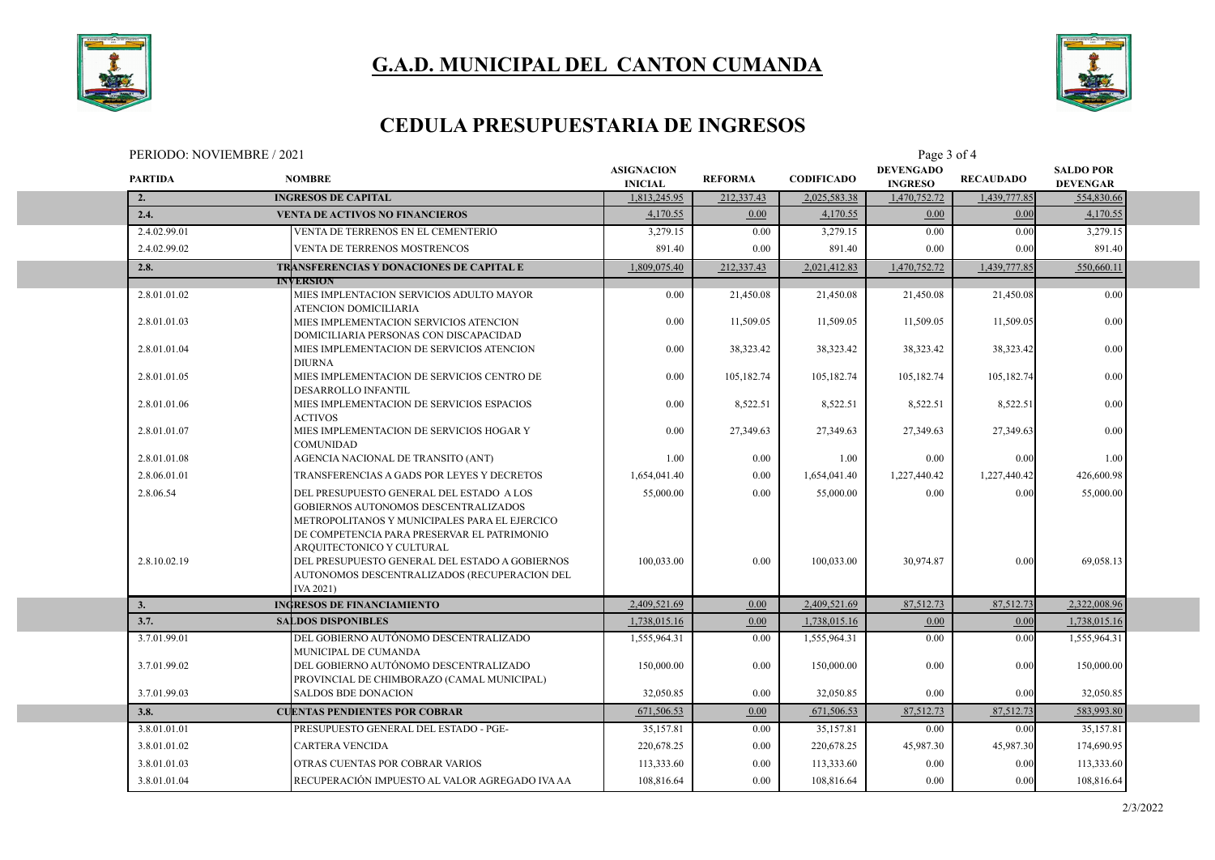# G.A.D. MUNICIPAL DEL CANTON CUMANDA

## CEDULA PRESUPUESTARIA DE INGRESOS

PERIODO: NOVIEMBRE / 2021

| PARTIDA | NOMBRE | ASIGNACION INICIAL | REFORMA | CODIFICADO | DEVENGADO INGRESO | RECAUDADO | SALDO POR DEVENGAR |
|---|---|---|---|---|---|---|---|
| **2.** | **INGRESOS DE CAPITAL** | 1,813,245.95 | 212,337.43 | 2,025,583.38 | 1,470,752.72 | 1,439,777.85 | 554,830.66 |
| **2.4.** | **VENTA DE ACTIVOS NO FINANCIEROS** | 4,170.55 | 0.00 | 4,170.55 | 0.00 | 0.00 | 4,170.55 |
| 2.4.02.99.01 | VENTA DE TERRENOS EN EL CEMENTERIO | 3,279.15 | 0.00 | 3,279.15 | 0.00 | 0.00 | 3,279.15 |
| 2.4.02.99.02 | VENTA DE TERRENOS MOSTRENCOS | 891.40 | 0.00 | 891.40 | 0.00 | 0.00 | 891.40 |
| **2.8.** | **TRANSFERENCIAS Y DONACIONES DE CAPITAL E INVERSION** | 1,809,075.40 | 212,337.43 | 2,021,412.83 | 1,470,752.72 | 1,439,777.85 | 550,660.11 |
| 2.8.01.01.02 | MIES IMPLEMENTACION SERVICIOS ADULTO MAYOR ATENCION DOMICILIARIA | 0.00 | 21,450.08 | 21,450.08 | 21,450.08 | 21,450.08 | 0.00 |
| 2.8.01.01.03 | MIES IMPLEMENTACION SERVICIOS ATENCION DOMICILIARIA PERSONAS CON DISCAPACIDAD | 0.00 | 11,509.05 | 11,509.05 | 11,509.05 | 11,509.05 | 0.00 |
| 2.8.01.01.04 | MIES IMPLEMENTACION DE SERVICIOS ATENCION DIURNA | 0.00 | 38,323.42 | 38,323.42 | 38,323.42 | 38,323.42 | 0.00 |
| 2.8.01.01.05 | MIES IMPLEMENTACION DE SERVICIOS CENTRO DE DESARROLLO INFANTIL | 0.00 | 105,182.74 | 105,182.74 | 105,182.74 | 105,182.74 | 0.00 |
| 2.8.01.01.06 | MIES IMPLEMENTACION DE SERVICIOS ESPACIOS ACTIVOS | 0.00 | 8,522.51 | 8,522.51 | 8,522.51 | 8,522.51 | 0.00 |
| 2.8.01.01.07 | MIES IMPLEMENTACION DE SERVICIOS HOGAR Y COMUNIDAD | 0.00 | 27,349.63 | 27,349.63 | 27,349.63 | 27,349.63 | 0.00 |
| 2.8.01.01.08 | AGENCIA NACIONAL DE TRANSITO (ANT) | 1.00 | 0.00 | 1.00 | 0.00 | 0.00 | 1.00 |
| 2.8.06.01.01 | TRANSFERENCIAS A GADS POR LEYES Y DECRETOS | 1,654,041.40 | 0.00 | 1,654,041.40 | 1,227,440.42 | 1,227,440.42 | 426,600.98 |
| 2.8.06.54 | DEL PRESUPUESTO GENERAL DEL ESTADO A LOS GOBIERNOS AUTONOMOS DESCENTRALIZADOS METROPOLITANOS Y MUNICIPALES PARA EL EJERCICO DE COMPETENCIA PARA PRESERVAR EL PATRIMONIO ARQUITECTONICO Y CULTURAL | 55,000.00 | 0.00 | 55,000.00 | 0.00 | 0.00 | 55,000.00 |
| 2.8.10.02.19 | DEL PRESUPUESTO GENERAL DEL ESTADO A GOBIERNOS AUTONOMOS DESCENTRALIZADOS (RECUPERACION DEL IVA 2021) | 100,033.00 | 0.00 | 100,033.00 | 30,974.87 | 0.00 | 69,058.13 |
| **3.** | **INGRESOS DE FINANCIAMIENTO** | 2,409,521.69 | 0.00 | 2,409,521.69 | 87,512.73 | 87,512.73 | 2,322,008.96 |
| **3.7.** | **SALDOS DISPONIBLES** | 1,738,015.16 | 0.00 | 1,738,015.16 | 0.00 | 0.00 | 1,738,015.16 |
| 3.7.01.99.01 | DEL GOBIERNO AUTÓNOMO DESCENTRALIZADO MUNICIPAL DE CUMANDA | 1,555,964.31 | 0.00 | 1,555,964.31 | 0.00 | 0.00 | 1,555,964.31 |
| 3.7.01.99.02 | DEL GOBIERNO AUTÓNOMO DESCENTRALIZADO PROVINCIAL DE CHIMBORAZO (CAMAL MUNICIPAL) | 150,000.00 | 0.00 | 150,000.00 | 0.00 | 0.00 | 150,000.00 |
| 3.7.01.99.03 | SALDOS BDE DONACION | 32,050.85 | 0.00 | 32,050.85 | 0.00 | 0.00 | 32,050.85 |
| **3.8.** | **CUENTAS PENDIENTES POR COBRAR** | 671,506.53 | 0.00 | 671,506.53 | 87,512.73 | 87,512.73 | 583,993.80 |
| 3.8.01.01.01 | PRESUPUESTO GENERAL DEL ESTADO - PGE- | 35,157.81 | 0.00 | 35,157.81 | 0.00 | 0.00 | 35,157.81 |
| 3.8.01.01.02 | CARTERA VENCIDA | 220,678.25 | 0.00 | 220,678.25 | 45,987.30 | 45,987.30 | 174,690.95 |
| 3.8.01.01.03 | OTRAS CUENTAS POR COBRAR VARIOS | 113,333.60 | 0.00 | 113,333.60 | 0.00 | 0.00 | 113,333.60 |
| 3.8.01.01.04 | RECUPERACIÓN IMPUESTO AL VALOR AGREGADO IVA AA | 108,816.64 | 0.00 | 108,816.64 | 0.00 | 0.00 | 108,816.64 |

2/3/2022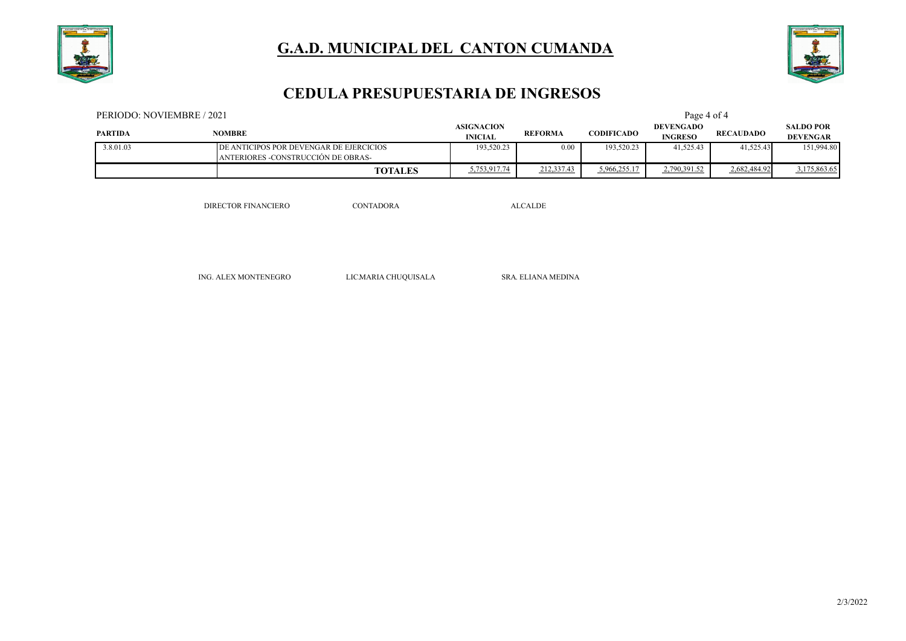# G.A.D. MUNICIPAL DEL CANTON CUMANDA

## CEDULA PRESUPUESTARIA DE INGRESOS

PERIODO: NOVIEMBRE / 2021

| PARTIDA | NOMBRE | ASIGNACION INICIAL | REFORMA | CODIFICADO | DEVENGADO INGRESO | RECAUDADO | SALDO POR DEVENGAR |
|---|---|---|---|---|---|---|---|
| 3.8.01.03 | DE ANTICIPOS POR DEVENGAR DE EJERCICIOS ANTERIORES -CONSTRUCCIÓN DE OBRAS- | 193,520.23 | 0.00 | 193,520.23 | 41,525.43 | 41,525.43 | 151,994.80 |
| | **TOTALES** | 5,753,917.74 | 212,337.43 | 5,966,255.17 | 2,790,391.52 | 2,682,484.92 | 3,175,863.65 |

| DIRECTOR FINANCIERO | CONTADORA | ALCALDE |
|---|---|---|
| ING. ALEX MONTENEGRO | LIC.MARIA CHUQUISALA | SRA. ELIANA MEDINA |

2/3/2022